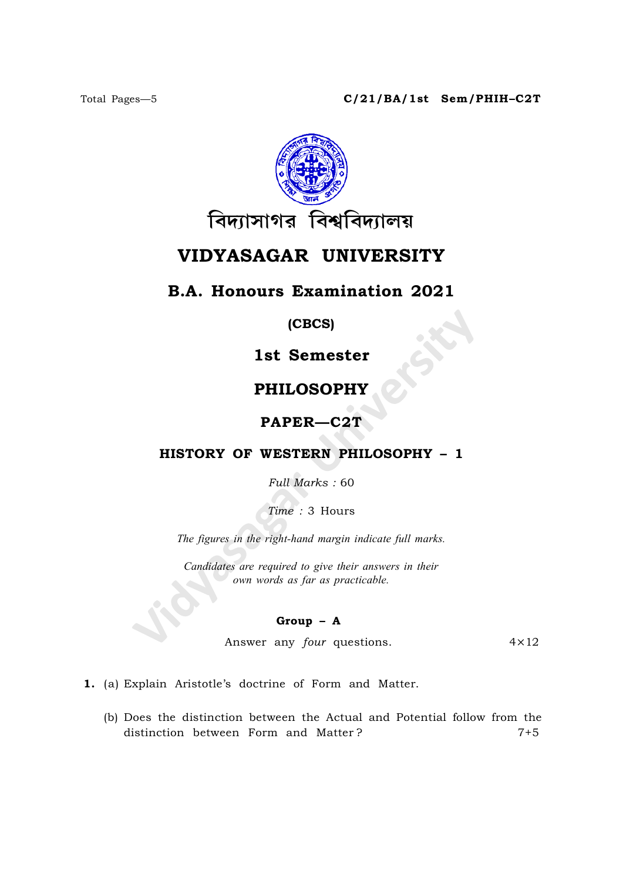Total Pages—5 **C/21/BA/1st Sem/PHIH–C2T**

বিদ্যাসাগর বিশ্ববিদ্যালয়

# VIDYASAGAR UNIVERSITY

## B.A. Honours Examination 2021

**(CBCS)**

## 1st Semester

## PHILOSOPHY

## PAPER—C2T

### HISTORY OF WESTERN PHILOSOPHY – 1

*Full Marks* : 60

*Time* : 3 Hours

*The figures in the right-hand margin indicate full marks.*

*Candidates are required to give their answers in their own words as far as practicable.*

**Group – A**

Answer any *four* questions. 4×12

**1.** (a) Explain Aristotle's doctrine of Form and Matter.

(b) Does the distinction between the Actual and Potential follow from the distinction between Form and Matter? 7+5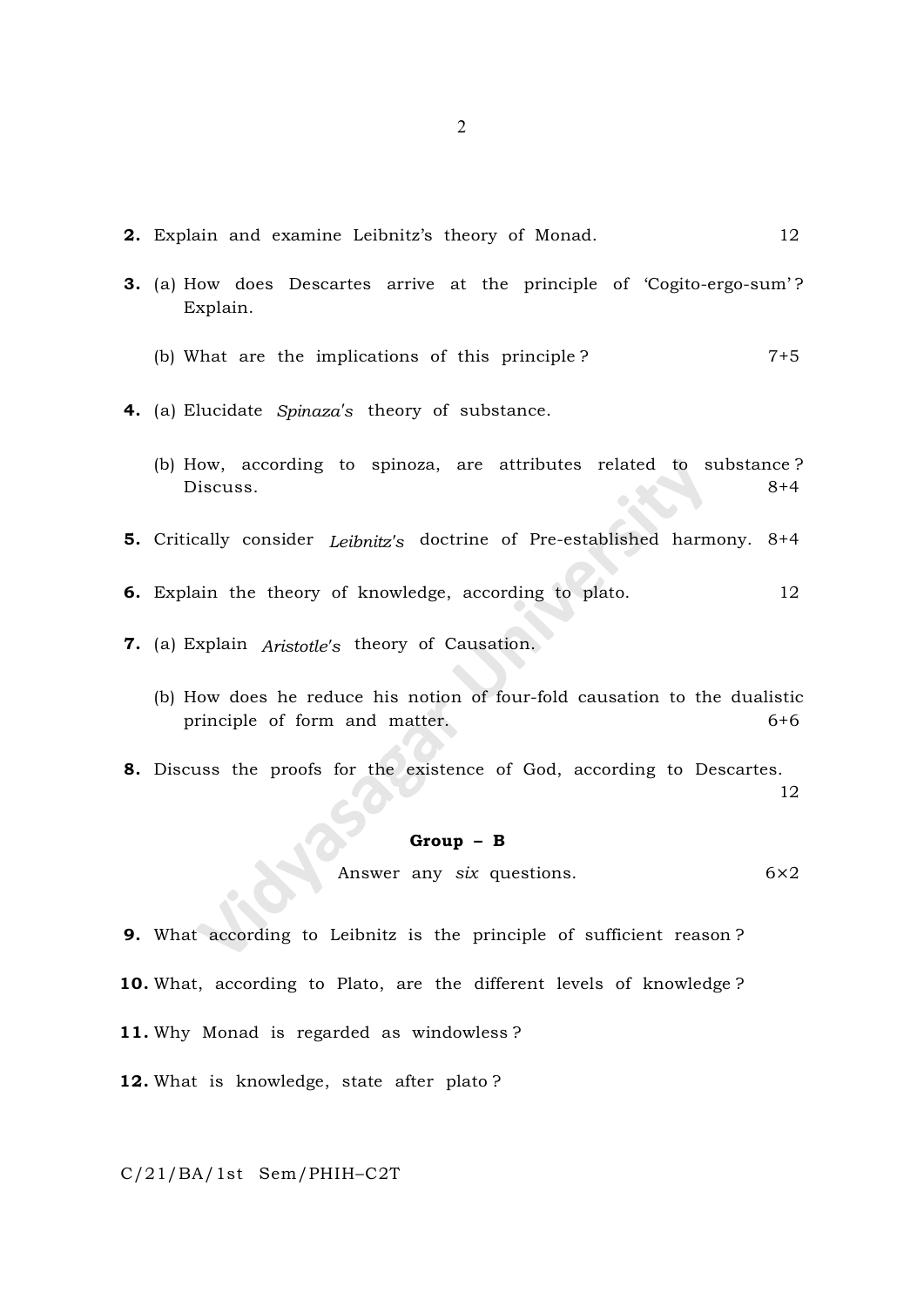**2.** Explain and examine Leibnitz's theory of Monad. 12

**3.** (a) How does Descartes arrive at the principle of 'Cogito-ergo-sum'? Explain.

(b) What are the implications of this principle? 7+5

**4.** (a) Elucidate *Spinaza's* theory of substance.

(b) How, according to spinoza, are attributes related to substance? Discuss. 8+4

**5.** Critically consider *Leibnitz's* doctrine of Pre-established harmony. 8+4

**6.** Explain the theory of knowledge, according to plato. 12

**7.** (a) Explain *Aristotle's* theory of Causation.

(b) How does he reduce his notion of four-fold causation to the dualistic principle of form and matter. 6+6

**8.** Discuss the proofs for the existence of God, according to Descartes. 12

## Group – B

Answer any *six* questions. 6×2

**9.** What according to Leibnitz is the principle of sufficient reason?

**10.** What, according to Plato, are the different levels of knowledge?

**11.** Why Monad is regarded as windowless?

**12.** What is knowledge, state after plato?

C/21/BA/1st Sem/PHIH–C2T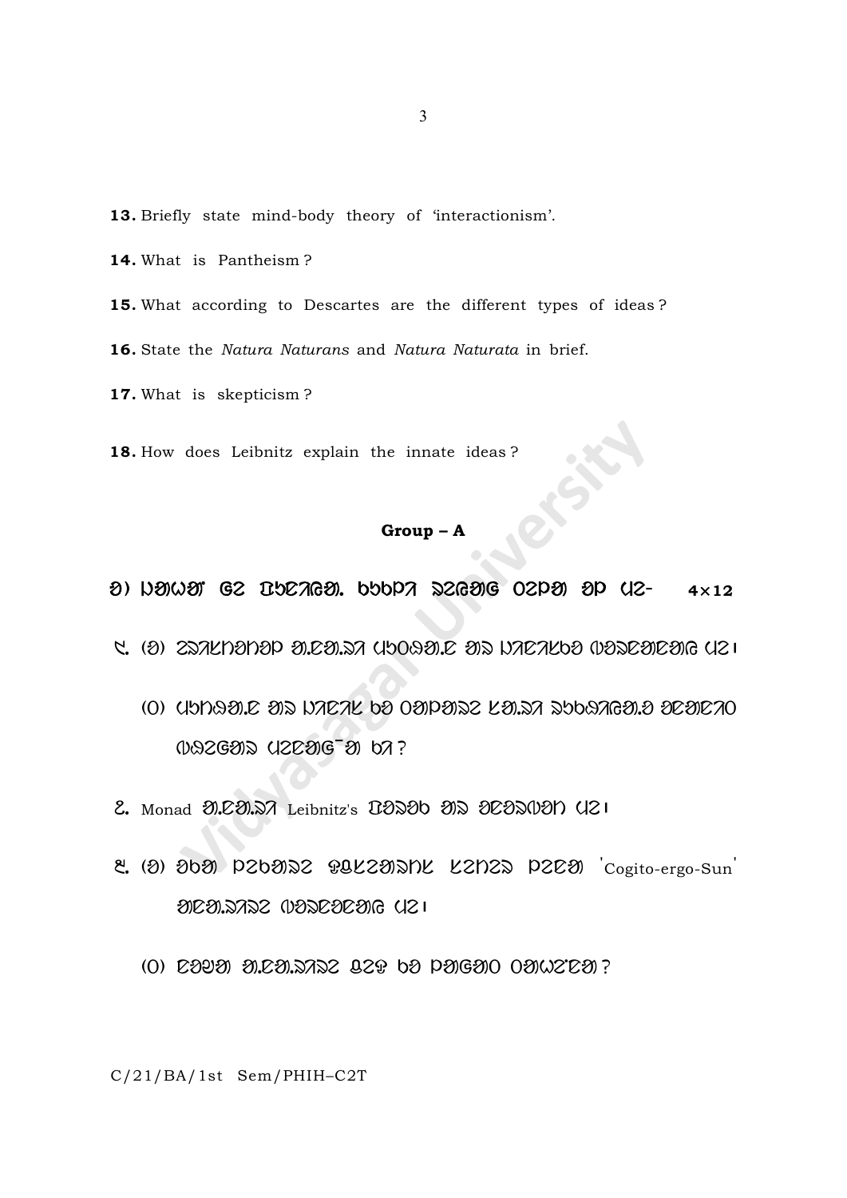13. Briefly state mind-body theory of 'interactionism'.

14. What is Pantheism ?

15. What according to Descartes are the different types of ideas ?

16. State the *Natura Naturans* and *Natura Naturata* in brief.

17. What is skepticism ?

18. How does Leibnitz explain the innate ideas ?

**Group – A**

ᱟ) ᱡᱟᱦᱟᱸ ᱜᱮ ᱯᱩᱱᱤᱭᱟᱹ ᱠᱩᱠᱞᱤ ᱨᱮᱭᱟᱜ ᱛᱮᱞᱟ ᱚᱞ ᱢᱮ- 4×12

᱑. (ᱟ) ᱥᱟᱫᱷᱱᱟᱱᱟᱞ ᱟ.ᱚᱟ.ᱵᱟ ᱢᱩᱫᱽᱫᱟ.ᱮ ᱟᱥ ᱨᱟᱮᱟᱠᱵᱟ ᱥᱟᱥᱮᱟᱮᱟᱜ ᱢᱮ।

(ᱚ) ᱢᱩᱫᱽᱫᱟ.ᱮ ᱟᱥ ᱨᱟᱮᱟᱠ ᱵᱟ ᱛᱟᱞᱟᱥᱮ ᱠᱟ.ᱵᱟ ᱥᱩᱵᱟᱭᱟᱜᱟ.ᱟ ᱟᱮᱟᱮᱟᱛ ᱥᱟᱥᱮᱜᱟᱥ ᱢᱮᱮᱟᱜ-ᱟ ᱵᱟ?

᱒. Monad ᱟ.ᱚᱟ.ᱵᱟ Leibnitz's ᱛᱟᱥᱟᱵ ᱟᱥ ᱟᱮᱟᱥᱥᱟᱱ ᱢᱮ।

᱓. (ᱟ) ᱟᱵᱟ ᱞᱮᱵᱟᱥᱮ ᱥᱟᱠᱮᱟᱥᱠ ᱠᱮᱱᱮᱥ ᱞᱮᱚᱟ 'Cogito-ergo-Sun' ᱟᱮᱚᱟ.ᱵᱟᱥᱮ ᱥᱟᱥᱮᱟᱮᱟᱜ ᱢᱮ।

(ᱚ) ᱚᱟᱡᱟ ᱟ.ᱚᱟ.ᱵᱟᱥᱮ ᱫᱮᱥ ᱵᱟ ᱞᱟᱜᱟᱥ ᱛᱟᱦᱮᱚᱟ?

C/21/BA/1st Sem/PHIH–C2T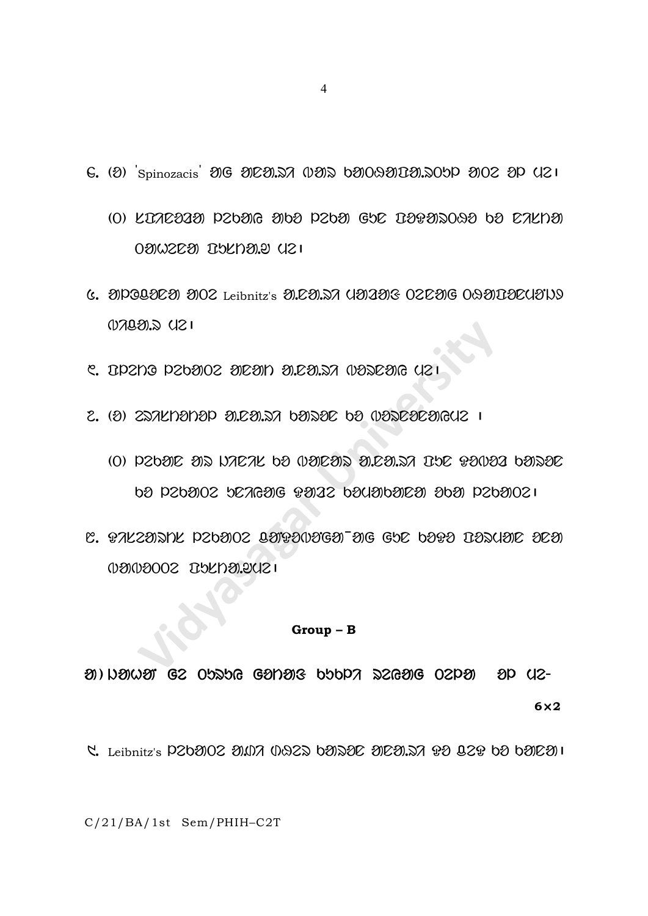G. (ꝺ) 'Spinozacis' ᱚG ᱚꞒᱚ.ᱚᱪ ᱛᱚᱥ bᱚOᱚᱚᱫᱚ.ᱥObP ᱚOᱢ ꝺP ᱛᱢ।

(O) ᱞᱫᱪᱨꝺᱚꝺ P2bᱚG ᱚbꝺ P2bᱚ GbC ᱫꝺᱯᱚᱥOꝺꝺ bꝺ ᱨᱪᱞᱥᱚ OᱚᱣᱢᱨᱚCᱫbᱞᱥᱚ.ꝺ ᱛᱢ।

ᱧ. ᱚPꝺᱫꝺᱨᱚ ᱚOᱢ Leibnitz's ᱚ.ᱨᱚ.ᱥᱪ ᱛᱚꝺᱚG OᱢᱨᱚG Oꝺᱚᱫꝺᱨᱛꝺᱥᱢᱥᱪᱫᱚ.ᱥ ᱛᱢ।

ᱨ. ᱫP2ᱥG P2bᱚOᱢ ᱚᱨᱚᱥ ᱚ.ᱨᱚ.ᱥᱪ ᱥꝺᱥᱨᱚG ᱛᱢ।

Z. (ꝺ) ᱢᱥᱪᱞᱥꝺᱥP ᱚ.ᱨᱚ.ᱥᱪ bᱚᱥꝺᱨ bꝺ ᱥꝺᱥᱨꝺᱨᱚGᱛᱢ ।

(O) P2bᱚᱨ ᱚᱥ ᱥᱪᱨᱪᱞ bꝺ ᱥᱚᱨᱚᱥ ᱚ.ᱨᱚ.ᱥᱪ ᱫbᱨ ᱯꝺᱥꝺꝺ bᱚᱥꝺᱨ bꝺ P2bᱚOᱢ bᱨᱪGᱚG ᱯᱚꝺᱢ bꝺᱛᱚbᱚᱨᱚ ꝺbᱚ P2bᱚOᱢ।

ᱨ. ᱯᱪᱞᱢᱚᱥᱞ P2bᱚOᱢ ꝺᱚᱯꝺᱥꝺGᱚ¯ᱚG GbC bꝺᱯꝺ ᱫꝺᱥᱛᱚᱨ ꝺᱨᱚ ᱥᱚᱥꝺOOᱢ ᱫbᱞᱥᱚ.ꝺᱛᱢ।

**Group – B**

ᱚ) ᱥᱚᱣᱚ GZ OᱥᱥbG GᱚᱥᱚG bbbPᱪ ᱥᱢGᱚG OᱢPᱚ ꝺP ᱛᱢ- **6×2**

ᱲ. Leibnitz's P2bᱚOᱢ ᱚ.ᱥᱪ ᱥꝺᱢᱥ bᱚᱥꝺᱨ ᱚᱨᱚ.ᱥᱪ ᱯꝺ ꝺᱢᱯ bꝺ bᱚᱨᱚ।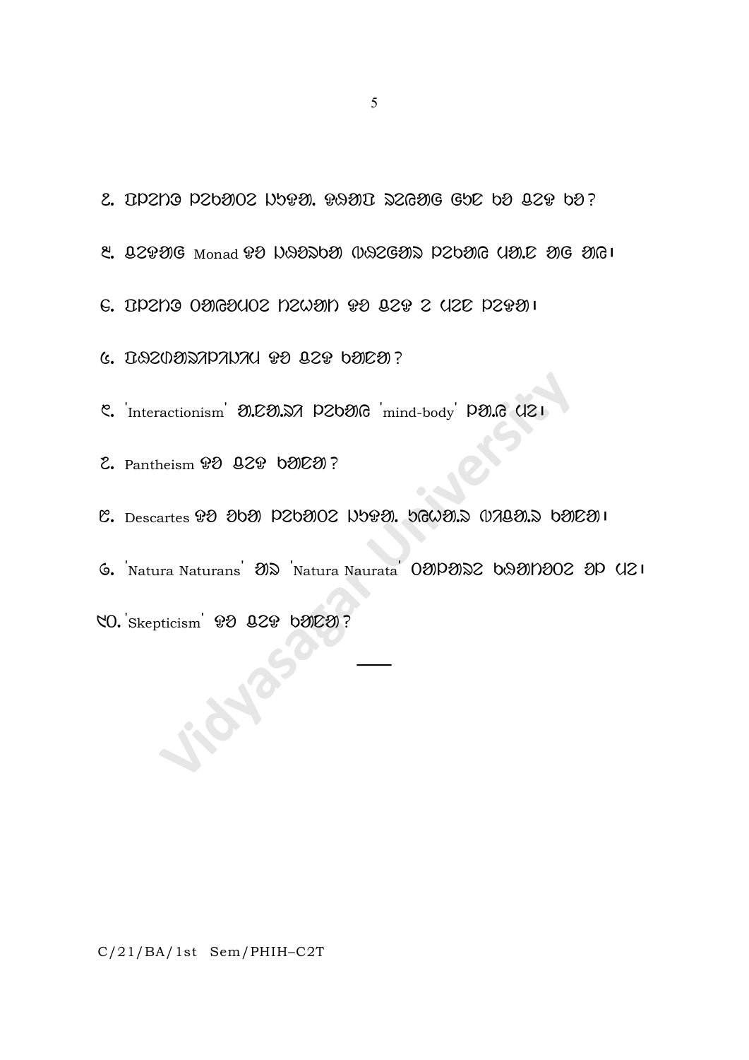᱒. ᱯᱞᱮᱴᱳ ᱞᱮᱠᱟᱛᱮ ᱢᱩᱫᱷᱟ. ᱫᱚᱫᱟ ᱥᱮᱨᱟᱜ ᱜᱷᱮ ᱠᱚ ᱪᱮᱫ ᱠᱚ?

᱓. ᱪᱮᱫᱟᱭ Monad ᱫᱚ ᱢᱟᱹᱞᱟᱠᱟ ᱛᱟᱹᱨᱟᱹᱛᱮ ᱞᱮᱠᱟᱛᱮ ᱢᱟᱹᱱ ᱟᱭ ᱟᱭ।

᱔. ᱯᱞᱮᱴᱳ ᱛᱟᱹᱛᱚᱢᱚᱞ ᱥᱮᱨᱟᱹᱛ ᱫᱚ ᱪᱮᱫ ᱮ ᱢᱮᱱ ᱞᱮᱫᱟ।

᱕. ᱯᱟᱹᱨᱛᱟᱹᱢᱟᱛᱟᱹᱞᱤᱭᱟᱹᱢ ᱫᱚ ᱪᱮᱫ ᱠᱟᱱᱟ?

᱖. 'Interactionism' ᱢᱚᱱᱚᱛᱟ ᱞᱮᱠᱟᱛᱮ 'mind-body' ᱞᱟᱹᱭ ᱢᱮ।

᱗. Pantheism ᱫᱚ ᱪᱮᱫ ᱠᱟᱱᱟ?

᱘. Descartes ᱫᱚ ᱟᱠᱟ ᱞᱮᱠᱟᱛᱮ ᱢᱩᱫᱷᱟ. ᱠᱷᱟᱹᱛᱤ ᱛᱷᱟᱹᱨᱟᱹ ᱠᱟᱱᱟ।

᱙. 'Natura Naturans' ᱟᱨ 'Natura Naurata' ᱛᱟᱞᱟᱨᱮ ᱠᱟᱹᱢᱤᱱᱟᱹᱭ ᱚᱞ ᱢᱮ।

᱑᱐. 'Skepticism' ᱫᱚ ᱪᱮᱫ ᱠᱟᱱᱟ?